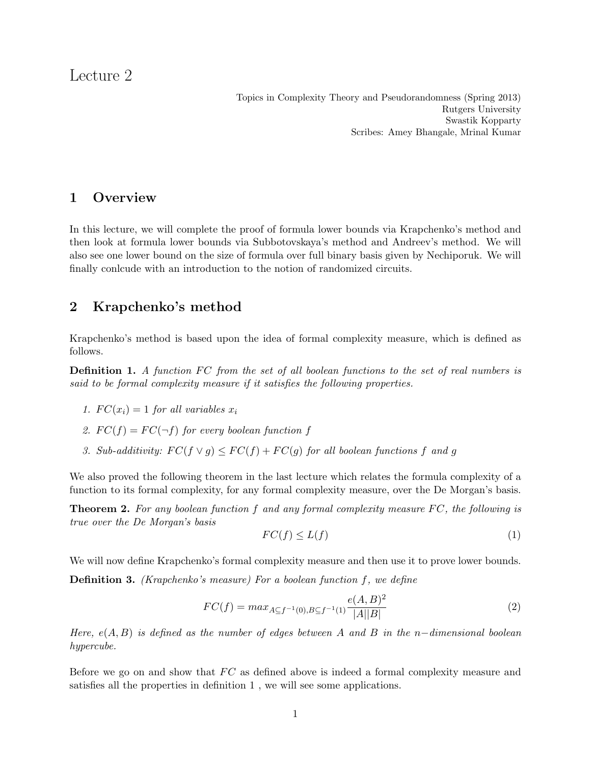# Lecture 2

Topics in Complexity Theory and Pseudorandomness (Spring 2013)
Rutgers University
Swastik Kopparty
Scribes: Amey Bhangale, Mrinal Kumar

## 1 Overview

In this lecture, we will complete the proof of formula lower bounds via Krapchenko's method and then look at formula lower bounds via Subbotovskaya's method and Andreev's method. We will also see one lower bound on the size of formula over full binary basis given by Nechiporuk. We will finally conlcude with an introduction to the notion of randomized circuits.

## 2 Krapchenko's method

Krapchenko's method is based upon the idea of formal complexity measure, which is defined as follows.

**Definition 1.** *A function $FC$ from the set of all boolean functions to the set of real numbers is said to be formal complexity measure if it satisfies the following properties.*

1. *$FC(x_i) = 1$ for all variables $x_i$*
2. *$FC(f) = FC(\neg f)$ for every boolean function $f$*
3. *Sub-additivity: $FC(f \vee g) \leq FC(f) + FC(g)$ for all boolean functions $f$ and $g$*

We also proved the following theorem in the last lecture which relates the formula complexity of a function to its formal complexity, for any formal complexity measure, over the De Morgan's basis.

**Theorem 2.** *For any boolean function $f$ and any formal complexity measure $FC$, the following is true over the De Morgan's basis*

$$FC(f) \leq L(f) \tag{1}$$

We will now define Krapchenko's formal complexity measure and then use it to prove lower bounds.

**Definition 3.** *(Krapchenko's measure) For a boolean function $f$, we define*

$$FC(f) = max_{A \subseteq f^{-1}(0), B \subseteq f^{-1}(1)} \frac{e(A,B)^2}{|A||B|} \tag{2}$$

*Here, $e(A,B)$ is defined as the number of edges between $A$ and $B$ in the $n-$dimensional boolean hypercube.*

Before we go on and show that $FC$ as defined above is indeed a formal complexity measure and satisfies all the properties in definition 1 , we will see some applications.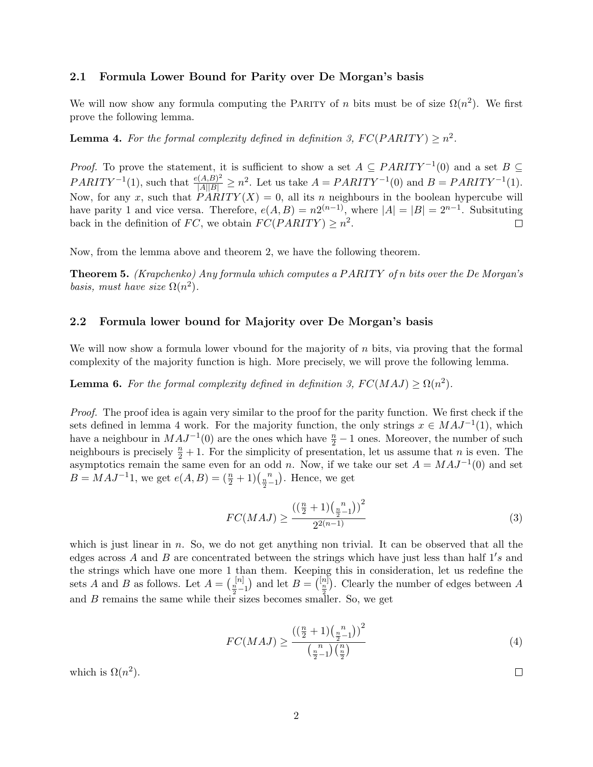### 2.1 Formula Lower Bound for Parity over De Morgan's basis

We will now show any formula computing the PARITY of $n$ bits must be of size $\Omega(n^2)$. We first prove the following lemma.

**Lemma 4.** *For the formal complexity defined in definition 3, $FC(PARITY) \geq n^2$.*

*Proof.* To prove the statement, it is sufficient to show a set $A \subseteq PARITY^{-1}(0)$ and a set $B \subseteq PARITY^{-1}(1)$, such that $\frac{e(A,B)^2}{|A||B|} \geq n^2$. Let us take $A = PARITY^{-1}(0)$ and $B = PARITY^{-1}(1)$. Now, for any $x$, such that $PARITY(X) = 0$, all its $n$ neighbours in the boolean hypercube will have parity 1 and vice versa. Therefore, $e(A, B) = n2^{(n-1)}$, where $|A| = |B| = 2^{n-1}$. Subsituting back in the definition of $FC$, we obtain $FC(PARITY) \geq n^2$. □

Now, from the lemma above and theorem 2, we have the following theorem.

**Theorem 5.** *(Krapchenko) Any formula which computes a $PARITY$ of n bits over the De Morgan's basis, must have size $\Omega(n^2)$.*

### 2.2 Formula lower bound for Majority over De Morgan's basis

We will now show a formula lower vbound for the majority of $n$ bits, via proving that the formal complexity of the majority function is high. More precisely, we will prove the following lemma.

**Lemma 6.** *For the formal complexity defined in definition 3, $FC(MAJ) \geq \Omega(n^2)$.*

*Proof.* The proof idea is again very similar to the proof for the parity function. We first check if the sets defined in lemma 4 work. For the majority function, the only strings $x \in MAJ^{-1}(1)$, which have a neighbour in $MAJ^{-1}(0)$ are the ones which have $\frac{n}{2} - 1$ ones. Moreover, the number of such neighbours is precisely $\frac{n}{2} + 1$. For the simplicity of presentation, let us assume that $n$ is even. The asymptotics remain the same even for an odd $n$. Now, if we take our set $A = MAJ^{-1}(0)$ and set $B = MAJ^{-1}1$, we get $e(A, B) = (\frac{n}{2} + 1)\binom{n}{\frac{n}{2}-1}$. Hence, we get

$$FC(MAJ) \geq \frac{\left((\frac{n}{2} + 1)\binom{n}{\frac{n}{2}-1}\right)^2}{2^{2(n-1)}} \tag{3}$$

which is just linear in $n$. So, we do not get anything non trivial. It can be observed that all the edges across $A$ and $B$ are concentrated between the strings which have just less than half $1's$ and the strings which have one more 1 than them. Keeping this in consideration, let us redefine the sets $A$ and $B$ as follows. Let $A = \binom{[n]}{\frac{n}{2}-1}$ and let $B = \binom{[n]}{\frac{n}{2}}$. Clearly the number of edges between $A$ and $B$ remains the same while their sizes becomes smaller. So, we get

$$FC(MAJ) \geq \frac{\left((\frac{n}{2} + 1)\binom{n}{\frac{n}{2}-1}\right)^2}{\binom{n}{\frac{n}{2}-1}\binom{n}{\frac{n}{2}}} \tag{4}$$

which is $\Omega(n^2)$. □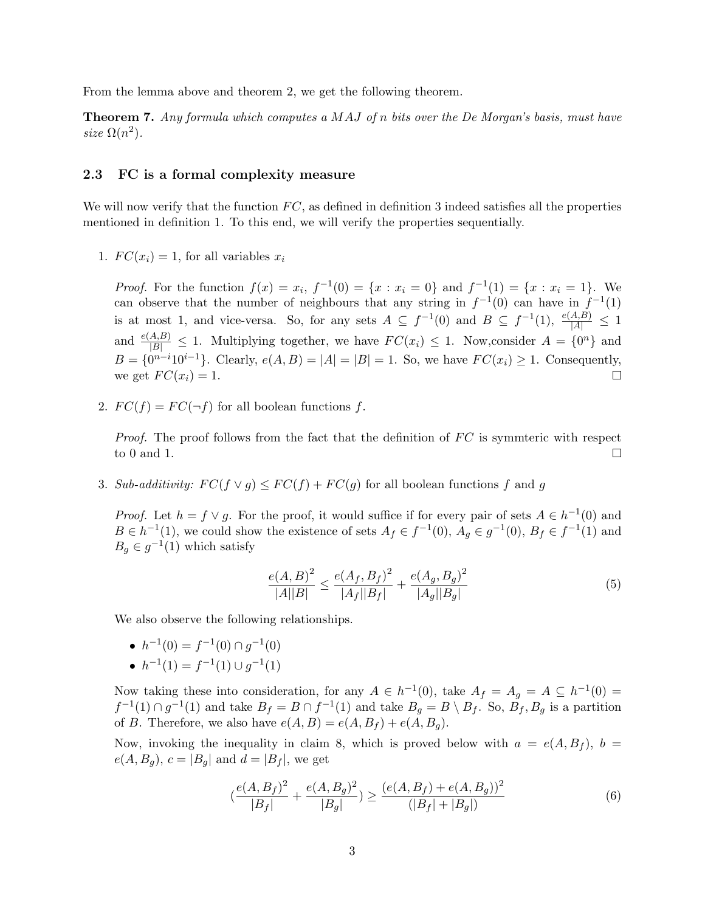From the lemma above and theorem 2, we get the following theorem.

**Theorem 7.** *Any formula which computes a $MAJ$ of $n$ bits over the De Morgan's basis, must have size $\Omega(n^2)$.*

### 2.3 FC is a formal complexity measure

We will now verify that the function $FC$, as defined in definition 3 indeed satisfies all the properties mentioned in definition 1. To this end, we will verify the properties sequentially.

1. $FC(x_i) = 1$, for all variables $x_i$

   *Proof.* For the function $f(x) = x_i$, $f^{-1}(0) = \{x : x_i = 0\}$ and $f^{-1}(1) = \{x : x_i = 1\}$. We can observe that the number of neighbours that any string in $f^{-1}(0)$ can have in $f^{-1}(1)$ is at most 1, and vice-versa. So, for any sets $A \subseteq f^{-1}(0)$ and $B \subseteq f^{-1}(1)$, $\frac{e(A,B)}{|A|} \leq 1$ and $\frac{e(A,B)}{|B|} \leq 1$. Multiplying together, we have $FC(x_i) \leq 1$. Now,consider $A = \{0^n\}$ and $B = \{0^{n-i}10^{i-1}\}$. Clearly, $e(A, B) = |A| = |B| = 1$. So, we have $FC(x_i) \geq 1$. Consequently, we get $FC(x_i) = 1$. □

2. $FC(f) = FC(\neg f)$ for all boolean functions $f$.

   *Proof.* The proof follows from the fact that the definition of $FC$ is symmteric with respect to 0 and 1. □

3. *Sub-additivity:* $FC(f \vee g) \leq FC(f) + FC(g)$ for all boolean functions $f$ and $g$

   *Proof.* Let $h = f \vee g$. For the proof, it would suffice if for every pair of sets $A \in h^{-1}(0)$ and $B \in h^{-1}(1)$, we could show the existence of sets $A_f \in f^{-1}(0)$, $A_g \in g^{-1}(0)$, $B_f \in f^{-1}(1)$ and $B_g \in g^{-1}(1)$ which satisfy

   $$\frac{e(A,B)^2}{|A||B|} \leq \frac{e(A_f, B_f)^2}{|A_f||B_f|} + \frac{e(A_g, B_g)^2}{|A_g||B_g|} \tag{5}$$

   We also observe the following relationships.

   - $h^{-1}(0) = f^{-1}(0) \cap g^{-1}(0)$
   - $h^{-1}(1) = f^{-1}(1) \cup g^{-1}(1)$

   Now taking these into consideration, for any $A \in h^{-1}(0)$, take $A_f = A_g = A \subseteq h^{-1}(0) = f^{-1}(1) \cap g^{-1}(1)$ and take $B_f = B \cap f^{-1}(1)$ and take $B_g = B \setminus B_f$. So, $B_f, B_g$ is a partition of $B$. Therefore, we also have $e(A, B) = e(A, B_f) + e(A, B_g)$.

   Now, invoking the inequality in claim 8, which is proved below with $a = e(A, B_f)$, $b = e(A, B_g)$, $c = |B_g|$ and $d = |B_f|$, we get

   $$\left(\frac{e(A, B_f)^2}{|B_f|} + \frac{e(A, B_g)^2}{|B_g|}\right) \geq \frac{(e(A, B_f) + e(A, B_g))^2}{(|B_f| + |B_g|)} \tag{6}$$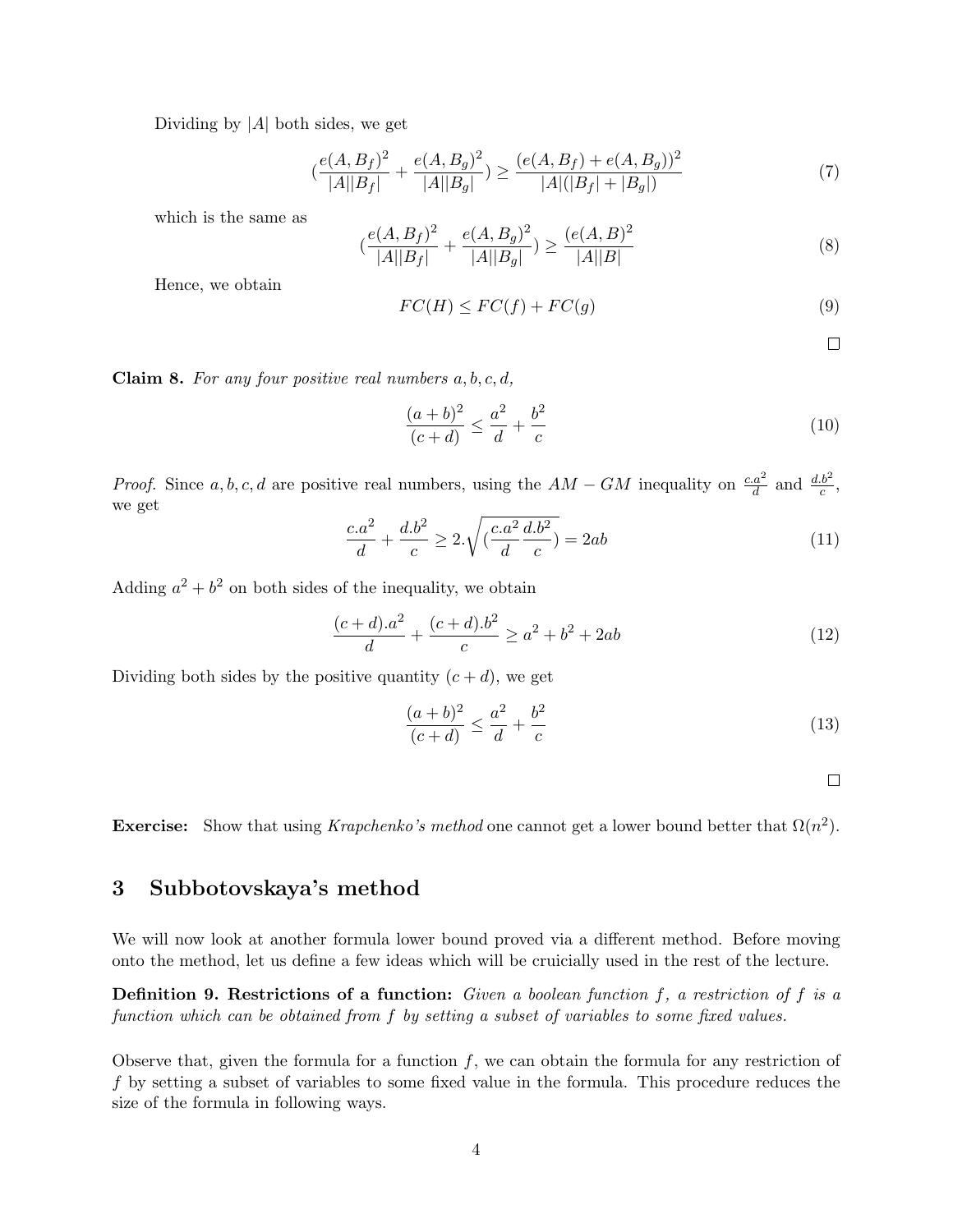Dividing by $|A|$ both sides, we get

$$(\frac{e(A, B_f)^2}{|A||B_f|} + \frac{e(A, B_g)^2}{|A||B_g|}) \geq \frac{(e(A, B_f) + e(A, B_g))^2}{|A|(|B_f| + |B_g|)} \tag{7}$$

which is the same as

$$(\frac{e(A, B_f)^2}{|A||B_f|} + \frac{e(A, B_g)^2}{|A||B_g|}) \geq \frac{(e(A, B)^2}{|A||B|} \tag{8}$$

Hence, we obtain

$$FC(H) \leq FC(f) + FC(g) \tag{9}$$

□

**Claim 8.** *For any four positive real numbers $a, b, c, d$,*

$$\frac{(a+b)^2}{(c+d)} \leq \frac{a^2}{d} + \frac{b^2}{c} \tag{10}$$

*Proof.* Since $a, b, c, d$ are positive real numbers, using the $AM - GM$ inequality on $\frac{c.a^2}{d}$ and $\frac{d.b^2}{c}$, we get

$$\frac{c.a^2}{d} + \frac{d.b^2}{c} \geq 2.\sqrt{(\frac{c.a^2}{d}\frac{d.b^2}{c})} = 2ab \tag{11}$$

Adding $a^2 + b^2$ on both sides of the inequality, we obtain

$$\frac{(c+d).a^2}{d} + \frac{(c+d).b^2}{c} \geq a^2 + b^2 + 2ab \tag{12}$$

Dividing both sides by the positive quantity $(c + d)$, we get

$$\frac{(a+b)^2}{(c+d)} \leq \frac{a^2}{d} + \frac{b^2}{c} \tag{13}$$

□

**Exercise:** Show that using *Krapchenko's method* one cannot get a lower bound better that $\Omega(n^2)$.

## 3 Subbotovskaya's method

We will now look at another formula lower bound proved via a different method. Before moving onto the method, let us define a few ideas which will be cruicially used in the rest of the lecture.

**Definition 9. Restrictions of a function:** *Given a boolean function $f$, a restriction of $f$ is a function which can be obtained from $f$ by setting a subset of variables to some fixed values.*

Observe that, given the formula for a function $f$, we can obtain the formula for any restriction of $f$ by setting a subset of variables to some fixed value in the formula. This procedure reduces the size of the formula in following ways.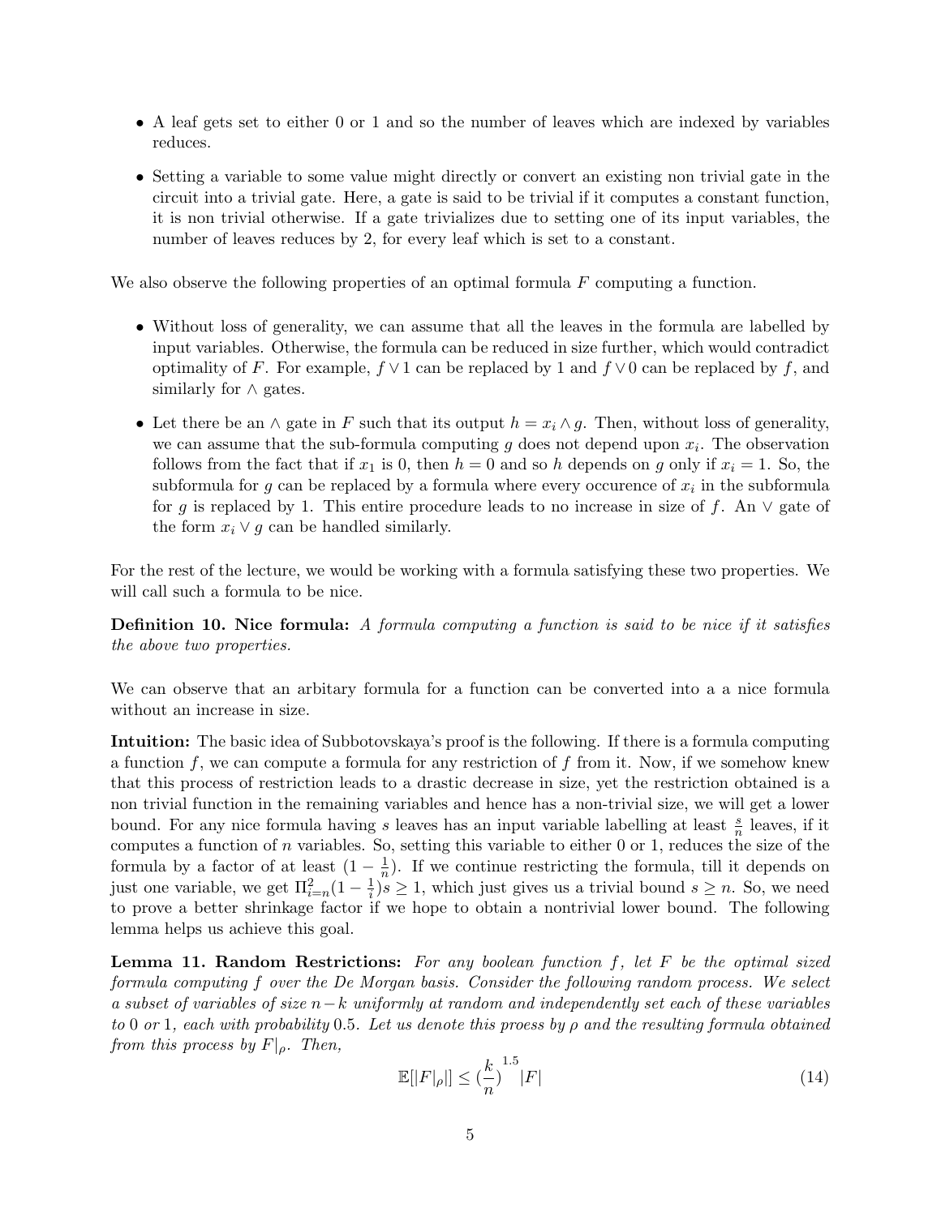- A leaf gets set to either 0 or 1 and so the number of leaves which are indexed by variables reduces.
- Setting a variable to some value might directly or convert an existing non trivial gate in the circuit into a trivial gate. Here, a gate is said to be trivial if it computes a constant function, it is non trivial otherwise. If a gate trivializes due to setting one of its input variables, the number of leaves reduces by 2, for every leaf which is set to a constant.

We also observe the following properties of an optimal formula $F$ computing a function.

- Without loss of generality, we can assume that all the leaves in the formula are labelled by input variables. Otherwise, the formula can be reduced in size further, which would contradict optimality of $F$. For example, $f \vee 1$ can be replaced by 1 and $f \vee 0$ can be replaced by $f$, and similarly for $\wedge$ gates.
- Let there be an $\wedge$ gate in $F$ such that its output $h = x_i \wedge g$. Then, without loss of generality, we can assume that the sub-formula computing $g$ does not depend upon $x_i$. The observation follows from the fact that if $x_1$ is 0, then $h = 0$ and so $h$ depends on $g$ only if $x_i = 1$. So, the subformula for $g$ can be replaced by a formula where every occurence of $x_i$ in the subformula for $g$ is replaced by 1. This entire procedure leads to no increase in size of $f$. An $\vee$ gate of the form $x_i \vee g$ can be handled similarly.

For the rest of the lecture, we would be working with a formula satisfying these two properties. We will call such a formula to be nice.

**Definition 10. Nice formula:** *A formula computing a function is said to be nice if it satisfies the above two properties.*

We can observe that an arbitary formula for a function can be converted into a a nice formula without an increase in size.

**Intuition:** The basic idea of Subbotovskaya's proof is the following. If there is a formula computing a function $f$, we can compute a formula for any restriction of $f$ from it. Now, if we somehow knew that this process of restriction leads to a drastic decrease in size, yet the restriction obtained is a non trivial function in the remaining variables and hence has a non-trivial size, we will get a lower bound. For any nice formula having $s$ leaves has an input variable labelling at least $\frac{s}{n}$ leaves, if it computes a function of $n$ variables. So, setting this variable to either 0 or 1, reduces the size of the formula by a factor of at least $(1 - \frac{1}{n})$. If we continue restricting the formula, till it depends on just one variable, we get $\Pi_{i=n}^{2}(1 - \frac{1}{i})s \geq 1$, which just gives us a trivial bound $s \geq n$. So, we need to prove a better shrinkage factor if we hope to obtain a nontrivial lower bound. The following lemma helps us achieve this goal.

**Lemma 11. Random Restrictions:** *For any boolean function $f$, let $F$ be the optimal sized formula computing $f$ over the De Morgan basis. Consider the following random process. We select a subset of variables of size $n - k$ uniformly at random and independently set each of these variables to 0 or 1, each with probability 0.5. Let us denote this proess by $\rho$ and the resulting formula obtained from this process by $F|_\rho$. Then,*

$$\mathbb{E}[|F|_\rho|] \leq \left(\frac{k}{n}\right)^{1.5} |F| \tag{14}$$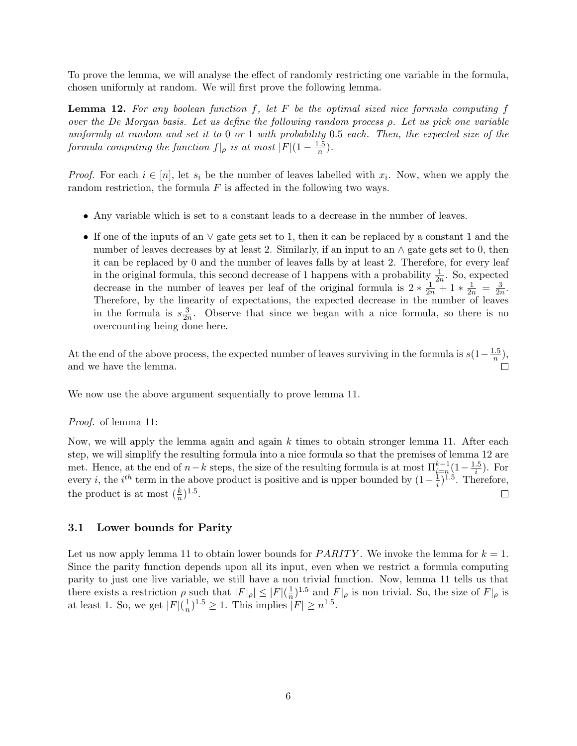To prove the lemma, we will analyse the effect of randomly restricting one variable in the formula, chosen uniformly at random. We will first prove the following lemma.

**Lemma 12.** *For any boolean function $f$, let $F$ be the optimal sized nice formula computing $f$ over the De Morgan basis. Let us define the following random process $\rho$. Let us pick one variable uniformly at random and set it to 0 or 1 with probability 0.5 each. Then, the expected size of the formula computing the function $f|_\rho$ is at most $|F|(1 - \frac{1.5}{n})$.*

*Proof.* For each $i \in [n]$, let $s_i$ be the number of leaves labelled with $x_i$. Now, when we apply the random restriction, the formula $F$ is affected in the following two ways.

- Any variable which is set to a constant leads to a decrease in the number of leaves.
- If one of the inputs of an $\vee$ gate gets set to 1, then it can be replaced by a constant 1 and the number of leaves decreases by at least 2. Similarly, if an input to an $\wedge$ gate gets set to 0, then it can be replaced by 0 and the number of leaves falls by at least 2. Therefore, for every leaf in the original formula, this second decrease of 1 happens with a probability $\frac{1}{2n}$. So, expected decrease in the number of leaves per leaf of the original formula is $2 * \frac{1}{2n} + 1 * \frac{1}{2n} = \frac{3}{2n}$. Therefore, by the linearity of expectations, the expected decrease in the number of leaves in the formula is $s\frac{3}{2n}$. Observe that since we began with a nice formula, so there is no overcounting being done here.

At the end of the above process, the expected number of leaves surviving in the formula is $s(1-\frac{1.5}{n})$, and we have the lemma. $\square$

We now use the above argument sequentially to prove lemma 11.

*Proof.* of lemma 11:

Now, we will apply the lemma again and again $k$ times to obtain stronger lemma 11. After each step, we will simplify the resulting formula into a nice formula so that the premises of lemma 12 are met. Hence, at the end of $n-k$ steps, the size of the resulting formula is at most $\Pi_{i=n}^{k-1}(1 - \frac{1.5}{i})$. For every $i$, the $i^{th}$ term in the above product is positive and is upper bounded by $(1-\frac{1}{i})^{1.5}$. Therefore, the product is at most $(\frac{k}{n})^{1.5}$. $\square$

## 3.1 Lower bounds for Parity

Let us now apply lemma 11 to obtain lower bounds for $PARITY$. We invoke the lemma for $k = 1$. Since the parity function depends upon all its input, even when we restrict a formula computing parity to just one live variable, we still have a non trivial function. Now, lemma 11 tells us that there exists a restriction $\rho$ such that $|F|_\rho| \leq |F|(\frac{1}{n})^{1.5}$ and $F|_\rho$ is non trivial. So, the size of $F|_\rho$ is at least 1. So, we get $|F|(\frac{1}{n})^{1.5} \geq 1$. This implies $|F| \geq n^{1.5}$.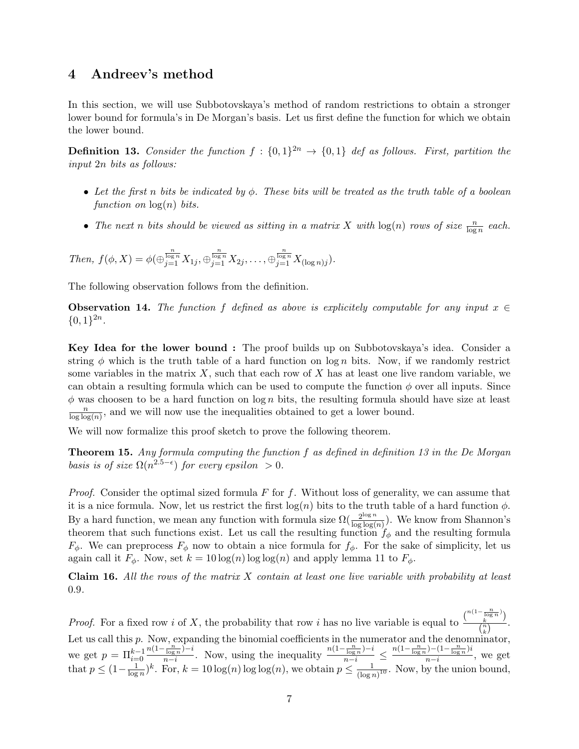## 4 Andreev's method

In this section, we will use Subbotovskaya's method of random restrictions to obtain a stronger lower bound for formula's in De Morgan's basis. Let us first define the function for which we obtain the lower bound.

**Definition 13.** *Consider the function $f : \{0,1\}^{2n} \to \{0,1\}$ def as follows. First, partition the input $2n$ bits as follows:*

- *Let the first $n$ bits be indicated by $\phi$. These bits will be treated as the truth table of a boolean function on $\log(n)$ bits.*
- *The next $n$ bits should be viewed as sitting in a matrix $X$ with $\log(n)$ rows of size $\frac{n}{\log n}$ each.*

*Then, $f(\phi, X) = \phi(\oplus_{j=1}^{\frac{n}{\log n}} X_{1j}, \oplus_{j=1}^{\frac{n}{\log n}} X_{2j}, \ldots, \oplus_{j=1}^{\frac{n}{\log n}} X_{(\log n)j})$.*

The following observation follows from the definition.

**Observation 14.** *The function $f$ defined as above is explicitely computable for any input $x \in \{0,1\}^{2n}$.*

**Key Idea for the lower bound :** The proof builds up on Subbotovskaya's idea. Consider a string $\phi$ which is the truth table of a hard function on $\log n$ bits. Now, if we randomly restrict some variables in the matrix $X$, such that each row of $X$ has at least one live random variable, we can obtain a resulting formula which can be used to compute the function $\phi$ over all inputs. Since $\phi$ was choosen to be a hard function on $\log n$ bits, the resulting formula should have size at least $\frac{n}{\log\log(n)}$, and we will now use the inequalities obtained to get a lower bound.

We will now formalize this proof sketch to prove the following theorem.

**Theorem 15.** *Any formula computing the function $f$ as defined in definition 13 in the De Morgan basis is of size $\Omega(n^{2.5-\epsilon})$ for every epsilon $> 0$.*

*Proof.* Consider the optimal sized formula $F$ for $f$. Without loss of generality, we can assume that it is a nice formula. Now, let us restrict the first $\log(n)$ bits to the truth table of a hard function $\phi$. By a hard function, we mean any function with formula size $\Omega(\frac{2^{\log n}}{\log\log(n)})$. We know from Shannon's theorem that such functions exist. Let us call the resulting function $f_\phi$ and the resulting formula $F_\phi$. We can preprocess $F_\phi$ now to obtain a nice formula for $f_\phi$. For the sake of simplicity, let us again call it $F_\phi$. Now, set $k = 10\log(n)\log\log(n)$ and apply lemma 11 to $F_\phi$.

**Claim 16.** *All the rows of the matrix $X$ contain at least one live variable with probability at least 0.9.*

*Proof.* For a fixed row $i$ of $X$, the probability that row $i$ has no live variable is equal to $\frac{\binom{n(1-\frac{n}{\log n})}{k}}{\binom{n}{k}}$. Let us call this $p$. Now, expanding the binomial coefficients in the numerator and the denomninator, we get $p = \Pi_{i=0}^{k-1} \frac{n(1-\frac{n}{\log n})-i}{n-i}$. Now, using the inequality $\frac{n(1-\frac{n}{\log n})-i}{n-i} \leq \frac{n(1-\frac{n}{\log n})-(1-\frac{n}{\log n})i}{n-i}$, we get that $p \leq (1-\frac{1}{\log n})^k$. For, $k = 10\log(n)\log\log(n)$, we obtain $p \leq \frac{1}{(\log n)^{10}}$. Now, by the union bound,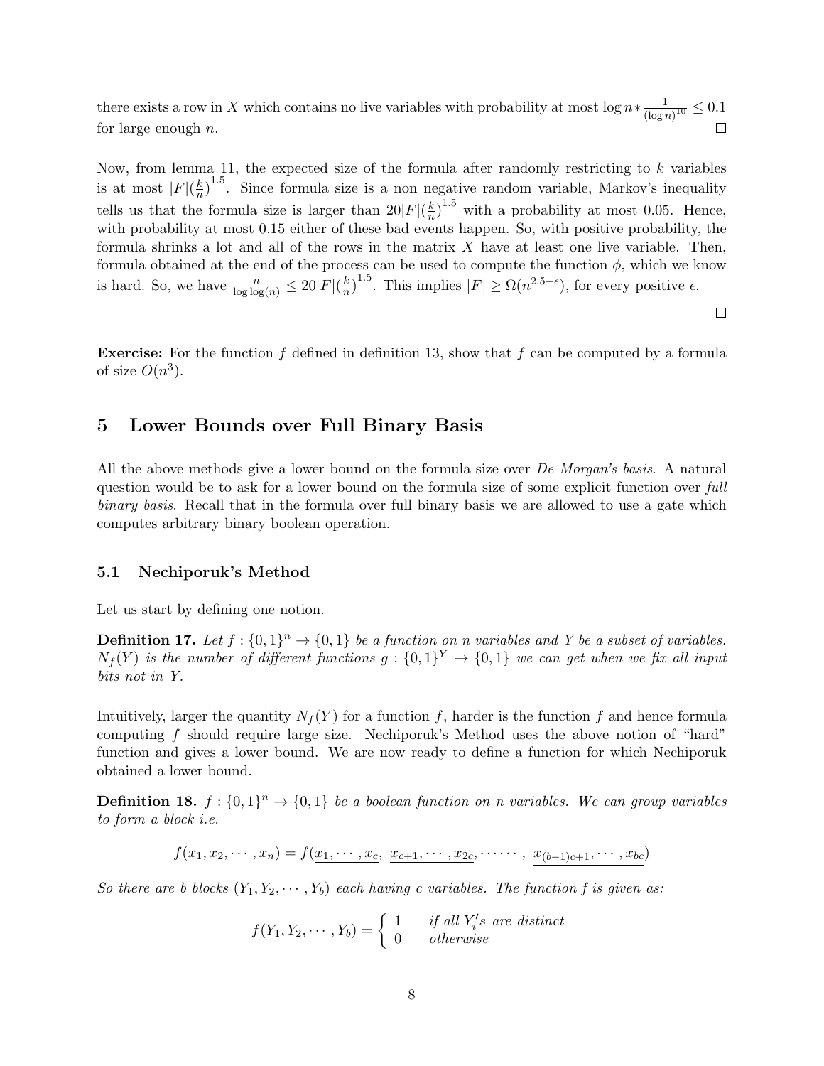there exists a row in $X$ which contains no live variables with probability at most $\log n * \frac{1}{(\log n)^{10}} \leq 0.1$ for large enough $n$. $\square$

Now, from lemma 11, the expected size of the formula after randomly restricting to $k$ variables is at most $|F|(\frac{k}{n})^{1.5}$. Since formula size is a non negative random variable, Markov's inequality tells us that the formula size is larger than $20|F|(\frac{k}{n})^{1.5}$ with a probability at most 0.05. Hence, with probability at most 0.15 either of these bad events happen. So, with positive probability, the formula shrinks a lot and all of the rows in the matrix $X$ have at least one live variable. Then, formula obtained at the end of the process can be used to compute the function $\phi$, which we know is hard. So, we have $\frac{n}{\log \log(n)} \leq 20|F|(\frac{k}{n})^{1.5}$. This implies $|F| \geq \Omega(n^{2.5-\epsilon})$, for every positive $\epsilon$.

$\square$

**Exercise:** For the function $f$ defined in definition 13, show that $f$ can be computed by a formula of size $O(n^3)$.

## 5 Lower Bounds over Full Binary Basis

All the above methods give a lower bound on the formula size over *De Morgan's basis*. A natural question would be to ask for a lower bound on the formula size of some explicit function over *full binary basis*. Recall that in the formula over full binary basis we are allowed to use a gate which computes arbitrary binary boolean operation.

### 5.1 Nechiporuk's Method

Let us start by defining one notion.

**Definition 17.** *Let $f : \{0,1\}^n \to \{0,1\}$ be a function on n variables and $Y$ be a subset of variables. $N_f(Y)$ is the number of different functions $g : \{0,1\}^Y \to \{0,1\}$ we can get when we fix all input bits not in $Y$.*

Intuitively, larger the quantity $N_f(Y)$ for a function $f$, harder is the function $f$ and hence formula computing $f$ should require large size. Nechiporuk's Method uses the above notion of "hard" function and gives a lower bound. We are now ready to define a function for which Nechiporuk obtained a lower bound.

**Definition 18.** *$f : \{0,1\}^n \to \{0,1\}$ be a boolean function on n variables. We can group variables to form a block i.e.*

$$f(x_1, x_2, \cdots, x_n) = f(\underline{x_1, \cdots, x_c},\ \underline{x_{c+1}, \cdots, x_{2c}}, \cdots\cdots,\ \underline{x_{(b-1)c+1}, \cdots, x_{bc}})$$

*So there are $b$ blocks $(Y_1, Y_2, \cdots, Y_b)$ each having $c$ variables. The function $f$ is given as:*

$$f(Y_1, Y_2, \cdots, Y_b) = \begin{cases} 1 & \text{if all } Y_i'\text{s are distinct} \\ 0 & \text{otherwise} \end{cases}$$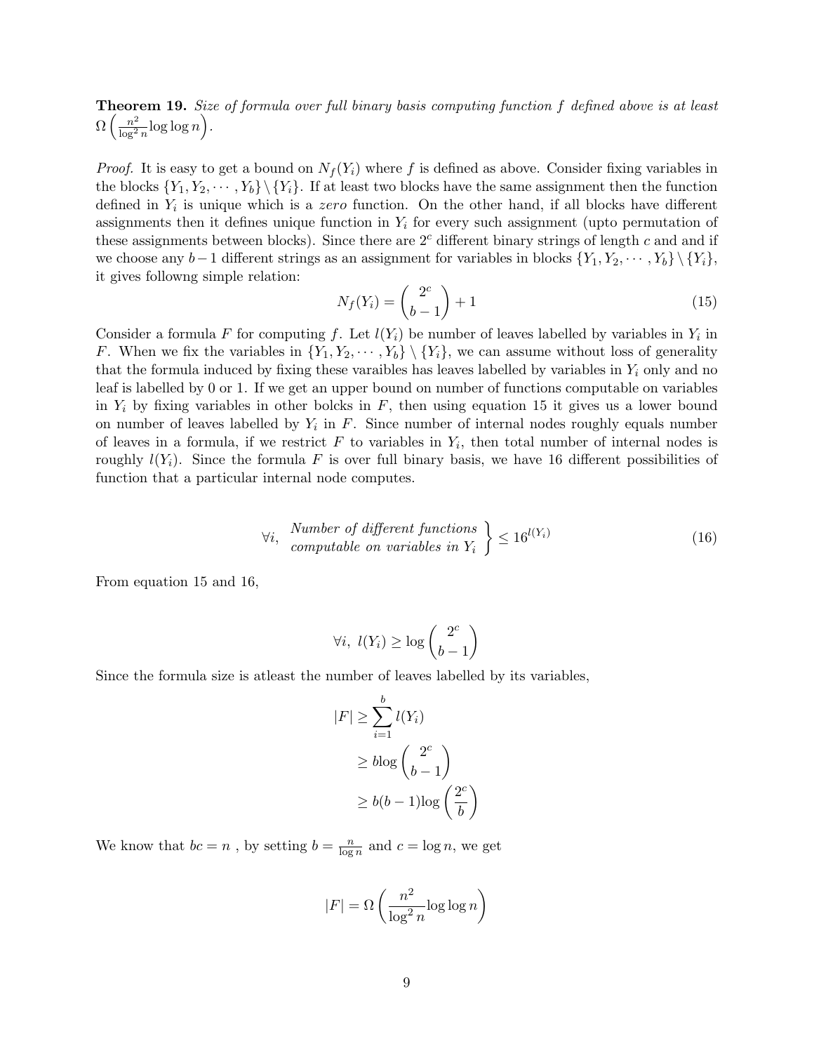**Theorem 19.** *Size of formula over full binary basis computing function $f$ defined above is at least $\Omega\left(\frac{n^2}{\log^2 n}\log\log n\right)$.*

*Proof.* It is easy to get a bound on $N_f(Y_i)$ where $f$ is defined as above. Consider fixing variables in the blocks $\{Y_1, Y_2, \cdots, Y_b\} \setminus \{Y_i\}$. If at least two blocks have the same assignment then the function defined in $Y_i$ is unique which is a *zero* function. On the other hand, if all blocks have different assignments then it defines unique function in $Y_i$ for every such assignment (upto permutation of these assignments between blocks). Since there are $2^c$ different binary strings of length $c$ and and if we choose any $b-1$ different strings as an assignment for variables in blocks $\{Y_1, Y_2, \cdots, Y_b\} \setminus \{Y_i\}$, it gives followng simple relation:

$$N_f(Y_i) = \binom{2^c}{b-1} + 1 \tag{15}$$

Consider a formula $F$ for computing $f$. Let $l(Y_i)$ be number of leaves labelled by variables in $Y_i$ in $F$. When we fix the variables in $\{Y_1, Y_2, \cdots, Y_b\} \setminus \{Y_i\}$, we can assume without loss of generality that the formula induced by fixing these varaibles has leaves labelled by variables in $Y_i$ only and no leaf is labelled by 0 or 1. If we get an upper bound on number of functions computable on variables in $Y_i$ by fixing variables in other bolcks in $F$, then using equation 15 it gives us a lower bound on number of leaves labelled by $Y_i$ in $F$. Since number of internal nodes roughly equals number of leaves in a formula, if we restrict $F$ to variables in $Y_i$, then total number of internal nodes is roughly $l(Y_i)$. Since the formula $F$ is over full binary basis, we have 16 different possibilities of function that a particular internal node computes.

$$\forall i, \quad \left.\begin{array}{l}\textit{Number of different functions} \\ \textit{computable on variables in } Y_i\end{array}\right\} \leq 16^{l(Y_i)} \tag{16}$$

From equation 15 and 16,

$$\forall i, \; l(Y_i) \geq \log\binom{2^c}{b-1}$$

Since the formula size is atleast the number of leaves labelled by its variables,

$$\begin{aligned}
|F| &\geq \sum_{i=1}^{b} l(Y_i) \\
&\geq b\log\binom{2^c}{b-1} \\
&\geq b(b-1)\log\left(\frac{2^c}{b}\right)
\end{aligned}$$

We know that $bc = n$ , by setting $b = \frac{n}{\log n}$ and $c = \log n$, we get

$$|F| = \Omega\left(\frac{n^2}{\log^2 n}\log\log n\right)$$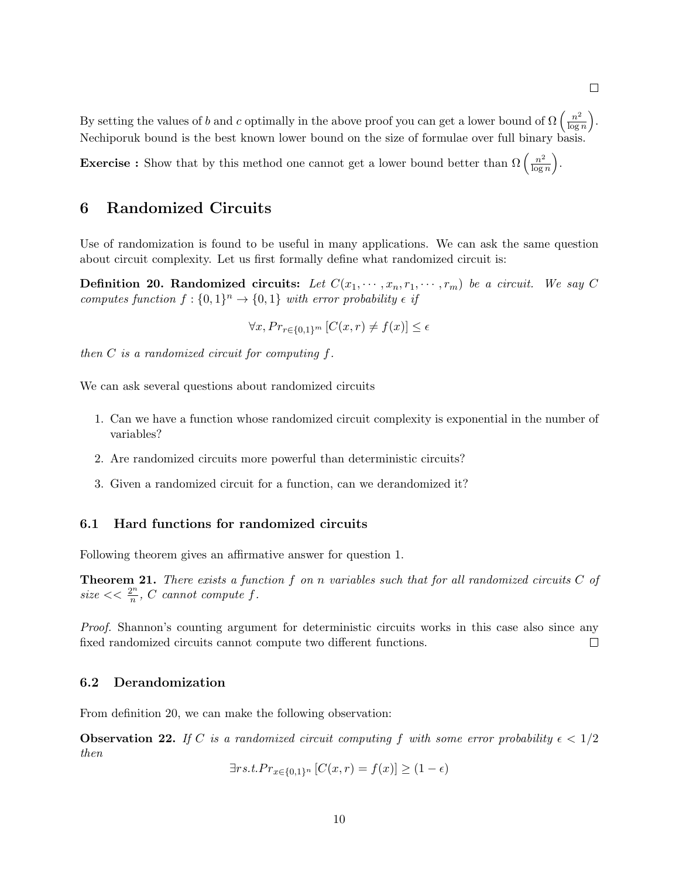□

By setting the values of $b$ and $c$ optimally in the above proof you can get a lower bound of $\Omega\left(\frac{n^2}{\log n}\right)$. Nechiporuk bound is the best known lower bound on the size of formulae over full binary basis.

**Exercise :** Show that by this method one cannot get a lower bound better than $\Omega\left(\frac{n^2}{\log n}\right)$.

# 6 Randomized Circuits

Use of randomization is found to be useful in many applications. We can ask the same question about circuit complexity. Let us first formally define what randomized circuit is:

**Definition 20. Randomized circuits:** *Let $C(x_1, \cdots, x_n, r_1, \cdots, r_m)$ be a circuit. We say $C$ computes function $f : \{0,1\}^n \to \{0,1\}$ with error probability $\epsilon$ if*

$$\forall x, Pr_{r \in \{0,1\}^m}\left[C(x,r) \neq f(x)\right] \leq \epsilon$$

*then $C$ is a randomized circuit for computing $f$.*

We can ask several questions about randomized circuits

1. Can we have a function whose randomized circuit complexity is exponential in the number of variables?
2. Are randomized circuits more powerful than deterministic circuits?
3. Given a randomized circuit for a function, can we derandomized it?

## 6.1 Hard functions for randomized circuits

Following theorem gives an affirmative answer for question 1.

**Theorem 21.** *There exists a function $f$ on $n$ variables such that for all randomized circuits $C$ of size $<< \frac{2^n}{n}$, $C$ cannot compute $f$.*

*Proof.* Shannon's counting argument for deterministic circuits works in this case also since any fixed randomized circuits cannot compute two different functions. □

## 6.2 Derandomization

From definition 20, we can make the following observation:

**Observation 22.** *If $C$ is a randomized circuit computing $f$ with some error probability $\epsilon < 1/2$ then*

$$\exists r s.t. Pr_{x \in \{0,1\}^n}\left[C(x,r) = f(x)\right] \geq (1-\epsilon)$$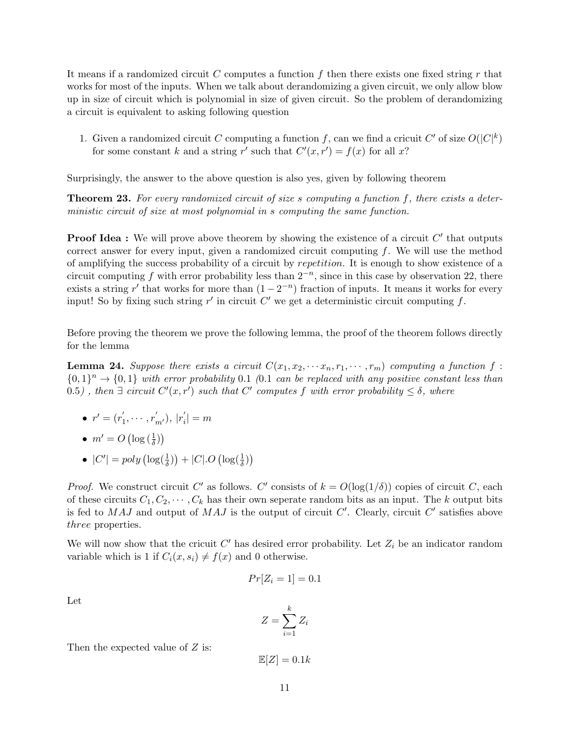It means if a randomized circuit $C$ computes a function $f$ then there exists one fixed string $r$ that works for most of the inputs. When we talk about derandomizing a given circuit, we only allow blow up in size of circuit which is polynomial in size of given circuit. So the problem of derandomizing a circuit is equivalent to asking following question

1. Given a randomized circuit $C$ computing a function $f$, can we find a cricuit $C'$ of size $O(|C|^k)$ for some constant $k$ and a string $r'$ such that $C'(x, r') = f(x)$ for all $x$?

Surprisingly, the answer to the above question is also yes, given by following theorem

**Theorem 23.** *For every randomized circuit of size $s$ computing a function $f$, there exists a deterministic circuit of size at most polynomial in $s$ computing the same function.*

**Proof Idea :** We will prove above theorem by showing the existence of a circuit $C'$ that outputs correct answer for every input, given a randomized circuit computing $f$. We will use the method of amplifying the success probability of a circuit by *repetition*. It is enough to show existence of a circuit computing $f$ with error probability less than $2^{-n}$, since in this case by observation 22, there exists a string $r'$ that works for more than $(1 - 2^{-n})$ fraction of inputs. It means it works for every input! So by fixing such string $r'$ in circuit $C'$ we get a deterministic circuit computing $f$.

Before proving the theorem we prove the following lemma, the proof of the theorem follows directly for the lemma

**Lemma 24.** *Suppose there exists a circuit $C(x_1, x_2, \cdots x_n, r_1, \cdots, r_m)$ computing a function $f : \{0,1\}^n \to \{0,1\}$ with error probability 0.1 (0.1 can be replaced with any positive constant less than 0.5) , then $\exists$ circuit $C'(x, r')$ such that $C'$ computes $f$ with error probability $\leq \delta$, where*

- $r' = (r'_1, \cdots, r'_{m'})$, $|r'_i| = m$
- $m' = O\left(\log\left(\frac{1}{\delta}\right)\right)$
- $|C'| = poly\left(\log(\frac{1}{\delta})\right) + |C|.O\left(\log(\frac{1}{\delta})\right)$

*Proof.* We construct circuit $C'$ as follows. $C'$ consists of $k = O(\log(1/\delta))$ copies of circuit $C$, each of these circuits $C_1, C_2, \cdots, C_k$ has their own seperate random bits as an input. The $k$ output bits is fed to $MAJ$ and output of $MAJ$ is the output of circuit $C'$. Clearly, circuit $C'$ satisfies above *three* properties.

We will now show that the cricuit $C'$ has desired error probability. Let $Z_i$ be an indicator random variable which is 1 if $C_i(x, s_i) \neq f(x)$ and 0 otherwise.

$$Pr[Z_i = 1] = 0.1$$

Let

$$Z = \sum_{i=1}^{k} Z_i$$

Then the expected value of $Z$ is:

$$\mathbb{E}[Z] = 0.1k$$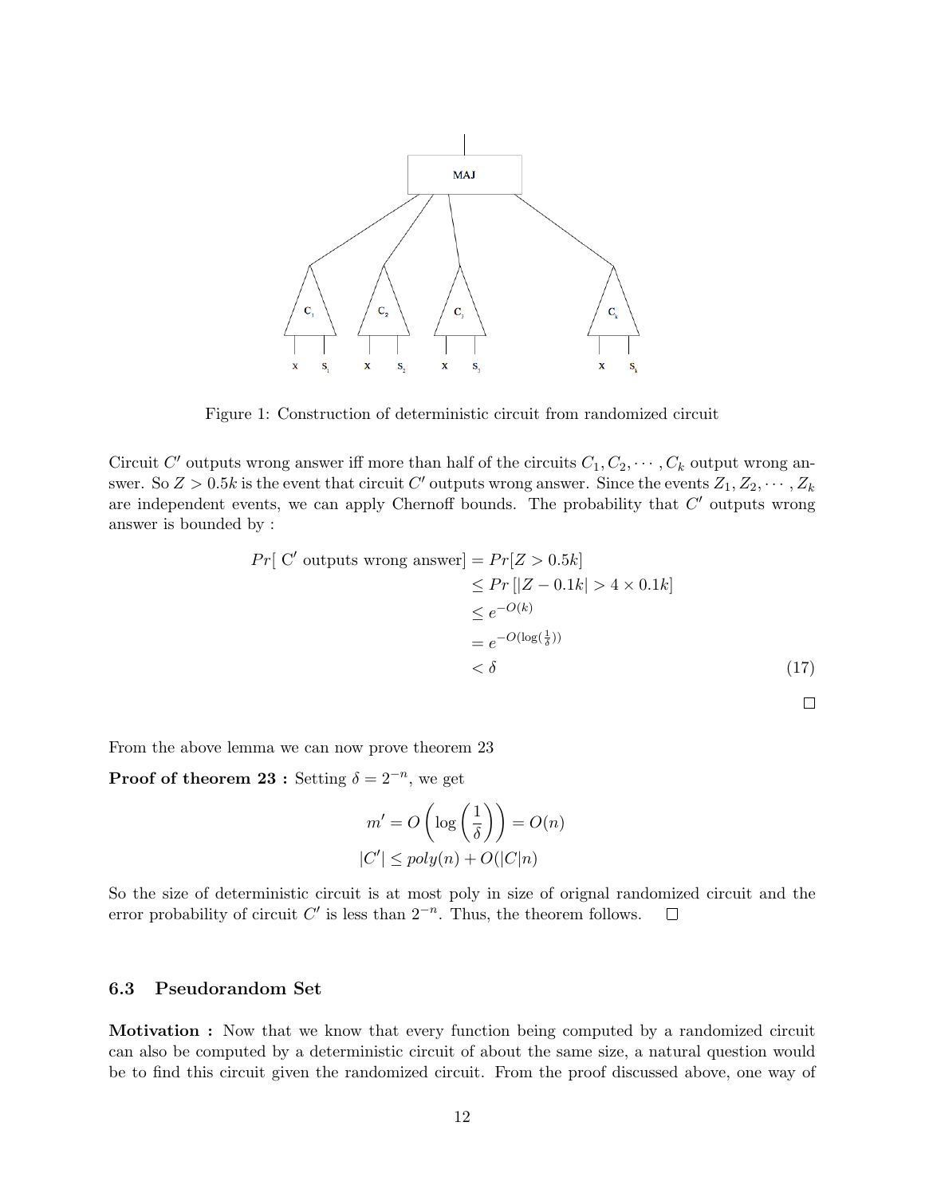Figure 1: Construction of deterministic circuit from randomized circuit

Circuit $C'$ outputs wrong answer iff more than half of the circuits $C_1, C_2, \cdots, C_k$ output wrong answer. So $Z > 0.5k$ is the event that circuit $C'$ outputs wrong answer. Since the events $Z_1, Z_2, \cdots, Z_k$ are independent events, we can apply Chernoff bounds. The probability that $C'$ outputs wrong answer is bounded by :

$$
\begin{aligned}
Pr[\text{ C' outputs wrong answer}] &= Pr[Z > 0.5k] \\
&\leq Pr\left[|Z - 0.1k| > 4 \times 0.1k\right] \\
&\leq e^{-O(k)} \\
&= e^{-O(\log(\frac{1}{\delta}))} \\
&< \delta
\end{aligned} \tag{17}
$$

□

From the above lemma we can now prove theorem 23

**Proof of theorem 23 :** Setting $\delta = 2^{-n}$, we get

$$
m' = O\left(\log\left(\frac{1}{\delta}\right)\right) = O(n)
$$

$$
|C'| \leq poly(n) + O(|C|n)
$$

So the size of deterministic circuit is at most poly in size of orignal randomized circuit and the error probability of circuit $C'$ is less than $2^{-n}$. Thus, the theorem follows. □

### 6.3 Pseudorandom Set

**Motivation :** Now that we know that every function being computed by a randomized circuit can also be computed by a deterministic circuit of about the same size, a natural question would be to find this circuit given the randomized circuit. From the proof discussed above, one way of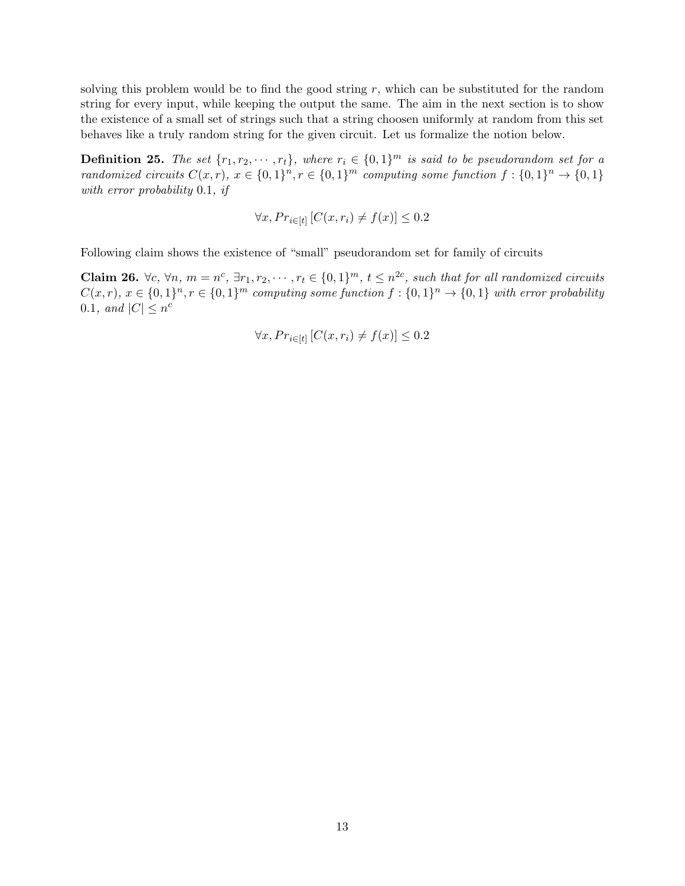solving this problem would be to find the good string $r$, which can be substituted for the random string for every input, while keeping the output the same. The aim in the next section is to show the existence of a small set of strings such that a string choosen uniformly at random from this set behaves like a truly random string for the given circuit. Let us formalize the notion below.

**Definition 25.** *The set* $\{r_1, r_2, \cdots, r_t\}$, *where* $r_i \in \{0,1\}^m$ *is said to be pseudorandom set for a randomized circuits* $C(x, r)$, $x \in \{0,1\}^n, r \in \{0,1\}^m$ *computing some function* $f : \{0,1\}^n \to \{0,1\}$ *with error probability* $0.1$, *if*

$$\forall x, Pr_{i \in [t]} \left[ C(x, r_i) \neq f(x) \right] \leq 0.2$$

Following claim shows the existence of "small" pseudorandom set for family of circuits

**Claim 26.** $\forall c$, $\forall n$, $m = n^c$, $\exists r_1, r_2, \cdots, r_t \in \{0,1\}^m$, $t \leq n^{2c}$, *such that for all randomized circuits* $C(x, r)$, $x \in \{0,1\}^n, r \in \{0,1\}^m$ *computing some function* $f : \{0,1\}^n \to \{0,1\}$ *with error probability* $0.1$, *and* $|C| \leq n^c$

$$\forall x, Pr_{i \in [t]} \left[ C(x, r_i) \neq f(x) \right] \leq 0.2$$